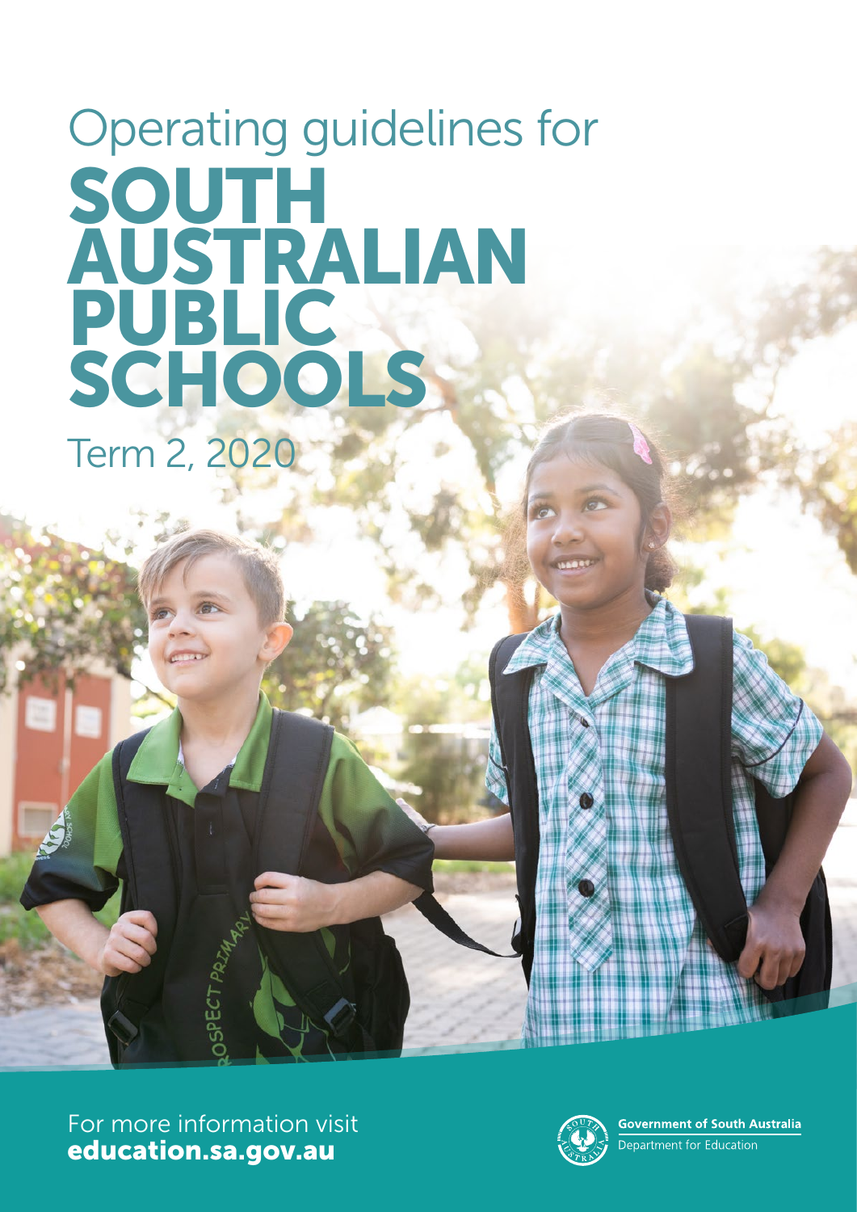# Operating guidelines for SOUTH AUSTRALIAN PUBLIC SCHOOLS

## Term 2, 2020

For more information visit
**education.sa.gov.au**

**Government of South Australia**
Department for Education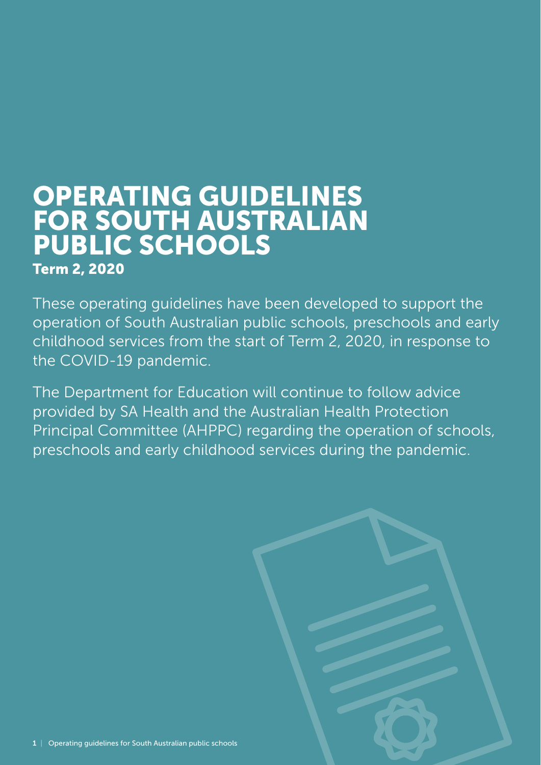# OPERATING GUIDELINES FOR SOUTH AUSTRALIAN PUBLIC SCHOOLS

**Term 2, 2020**

These operating guidelines have been developed to support the operation of South Australian public schools, preschools and early childhood services from the start of Term 2, 2020, in response to the COVID-19 pandemic.

The Department for Education will continue to follow advice provided by SA Health and the Australian Health Protection Principal Committee (AHPPC) regarding the operation of schools, preschools and early childhood services during the pandemic.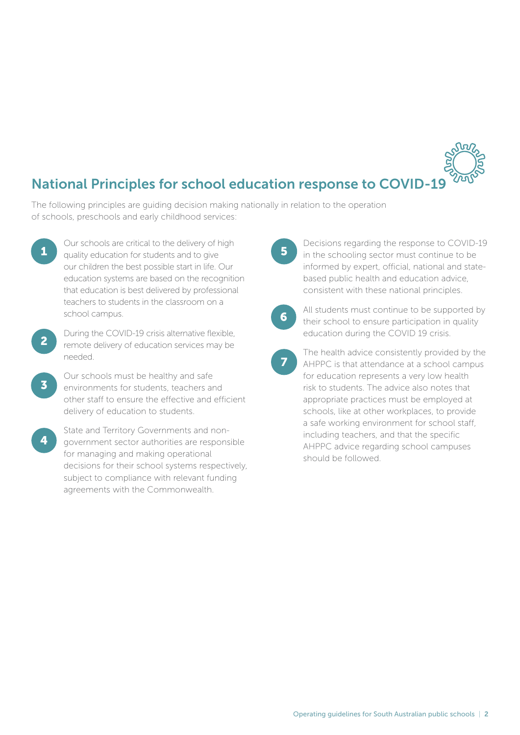## National Principles for school education response to COVID-19

The following principles are guiding decision making nationally in relation to the operation of schools, preschools and early childhood services:

1. Our schools are critical to the delivery of high quality education for students and to give our children the best possible start in life. Our education systems are based on the recognition that education is best delivered by professional teachers to students in the classroom on a school campus.
2. During the COVID-19 crisis alternative flexible, remote delivery of education services may be needed.
3. Our schools must be healthy and safe environments for students, teachers and other staff to ensure the effective and efficient delivery of education to students.
4. State and Territory Governments and non-government sector authorities are responsible for managing and making operational decisions for their school systems respectively, subject to compliance with relevant funding agreements with the Commonwealth.
5. Decisions regarding the response to COVID-19 in the schooling sector must continue to be informed by expert, official, national and state-based public health and education advice, consistent with these national principles.
6. All students must continue to be supported by their school to ensure participation in quality education during the COVID 19 crisis.
7. The health advice consistently provided by the AHPPC is that attendance at a school campus for education represents a very low health risk to students. The advice also notes that appropriate practices must be employed at schools, like at other workplaces, to provide a safe working environment for school staff, including teachers, and that the specific AHPPC advice regarding school campuses should be followed.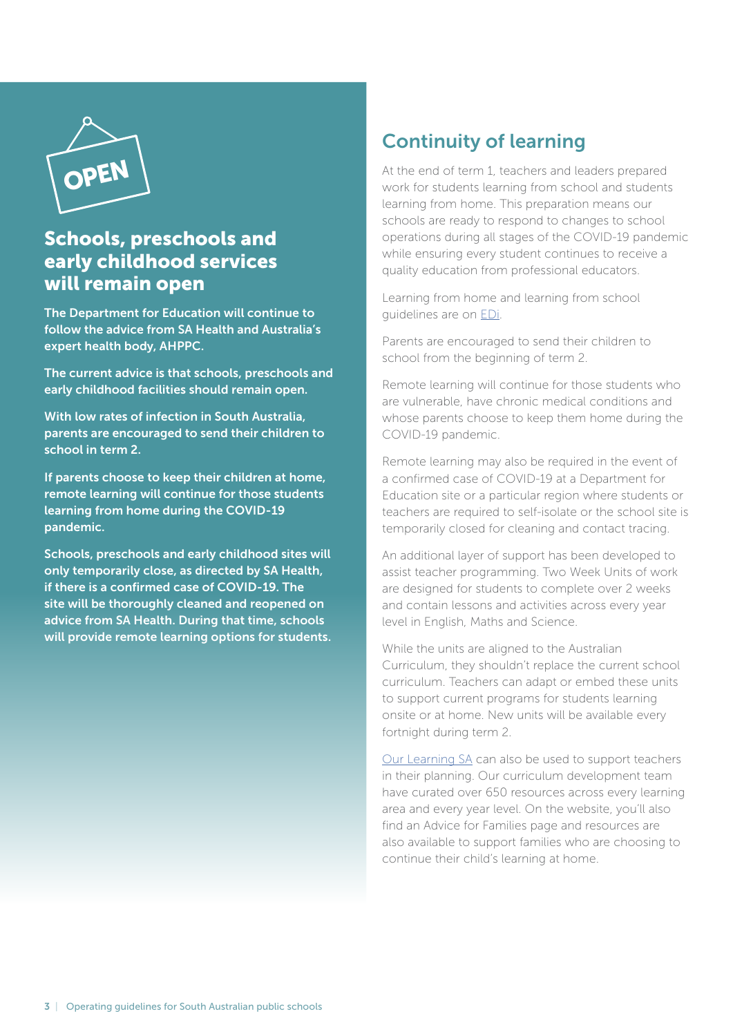## Schools, preschools and early childhood services will remain open

**The Department for Education will continue to follow the advice from SA Health and Australia's expert health body, AHPPC.**

**The current advice is that schools, preschools and early childhood facilities should remain open.**

**With low rates of infection in South Australia, parents are encouraged to send their children to school in term 2.**

**If parents choose to keep their children at home, remote learning will continue for those students learning from home during the COVID-19 pandemic.**

**Schools, preschools and early childhood sites will only temporarily close, as directed by SA Health, if there is a confirmed case of COVID-19. The site will be thoroughly cleaned and reopened on advice from SA Health. During that time, schools will provide remote learning options for students.**

## Continuity of learning

At the end of term 1, teachers and leaders prepared work for students learning from school and students learning from home. This preparation means our schools are ready to respond to changes to school operations during all stages of the COVID-19 pandemic while ensuring every student continues to receive a quality education from professional educators.

Learning from home and learning from school guidelines are on EDi.

Parents are encouraged to send their children to school from the beginning of term 2.

Remote learning will continue for those students who are vulnerable, have chronic medical conditions and whose parents choose to keep them home during the COVID-19 pandemic.

Remote learning may also be required in the event of a confirmed case of COVID-19 at a Department for Education site or a particular region where students or teachers are required to self-isolate or the school site is temporarily closed for cleaning and contact tracing.

An additional layer of support has been developed to assist teacher programming. Two Week Units of work are designed for students to complete over 2 weeks and contain lessons and activities across every year level in English, Maths and Science.

While the units are aligned to the Australian Curriculum, they shouldn't replace the current school curriculum. Teachers can adapt or embed these units to support current programs for students learning onsite or at home. New units will be available every fortnight during term 2.

Our Learning SA can also be used to support teachers in their planning. Our curriculum development team have curated over 650 resources across every learning area and every year level. On the website, you'll also find an Advice for Families page and resources are also available to support families who are choosing to continue their child's learning at home.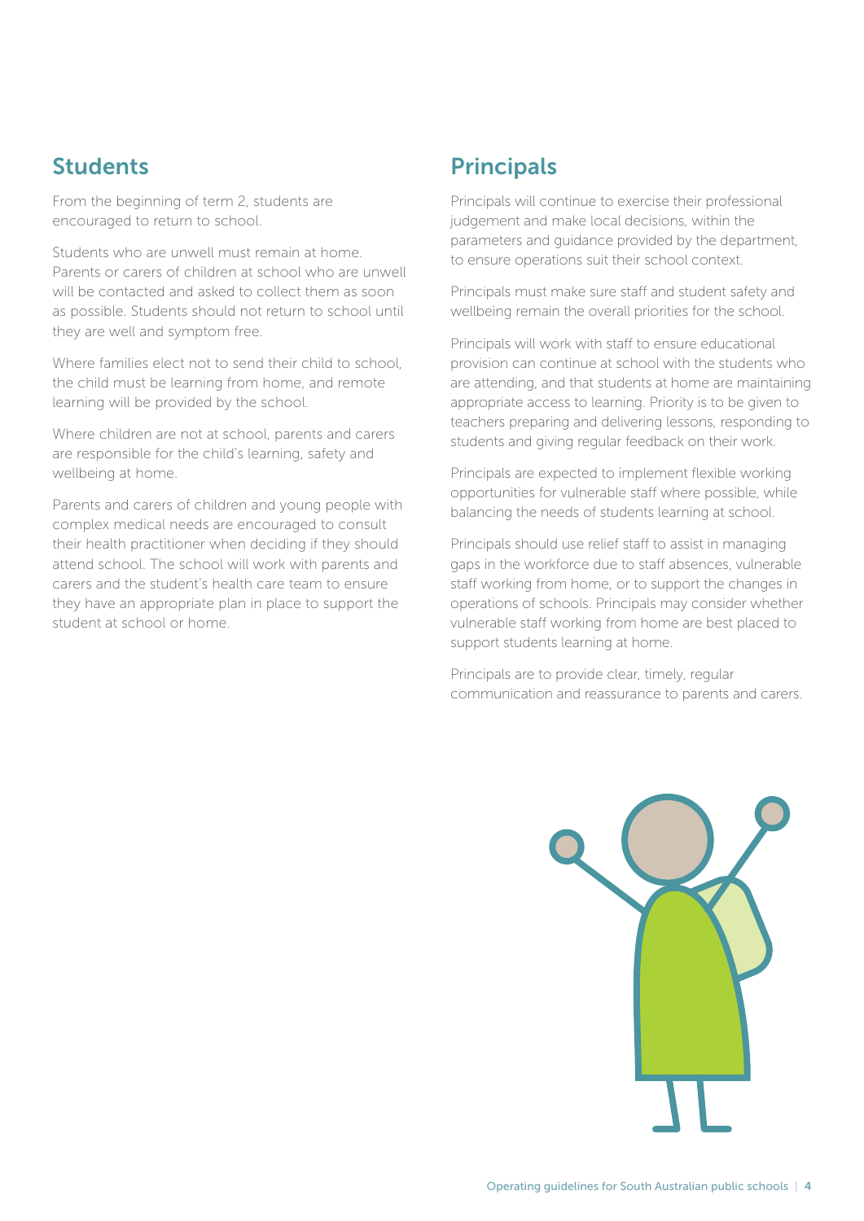## Students

From the beginning of term 2, students are encouraged to return to school.

Students who are unwell must remain at home. Parents or carers of children at school who are unwell will be contacted and asked to collect them as soon as possible. Students should not return to school until they are well and symptom free.

Where families elect not to send their child to school, the child must be learning from home, and remote learning will be provided by the school.

Where children are not at school, parents and carers are responsible for the child's learning, safety and wellbeing at home.

Parents and carers of children and young people with complex medical needs are encouraged to consult their health practitioner when deciding if they should attend school. The school will work with parents and carers and the student's health care team to ensure they have an appropriate plan in place to support the student at school or home.

## Principals

Principals will continue to exercise their professional judgement and make local decisions, within the parameters and guidance provided by the department, to ensure operations suit their school context.

Principals must make sure staff and student safety and wellbeing remain the overall priorities for the school.

Principals will work with staff to ensure educational provision can continue at school with the students who are attending, and that students at home are maintaining appropriate access to learning. Priority is to be given to teachers preparing and delivering lessons, responding to students and giving regular feedback on their work.

Principals are expected to implement flexible working opportunities for vulnerable staff where possible, while balancing the needs of students learning at school.

Principals should use relief staff to assist in managing gaps in the workforce due to staff absences, vulnerable staff working from home, or to support the changes in operations of schools. Principals may consider whether vulnerable staff working from home are best placed to support students learning at home.

Principals are to provide clear, timely, regular communication and reassurance to parents and carers.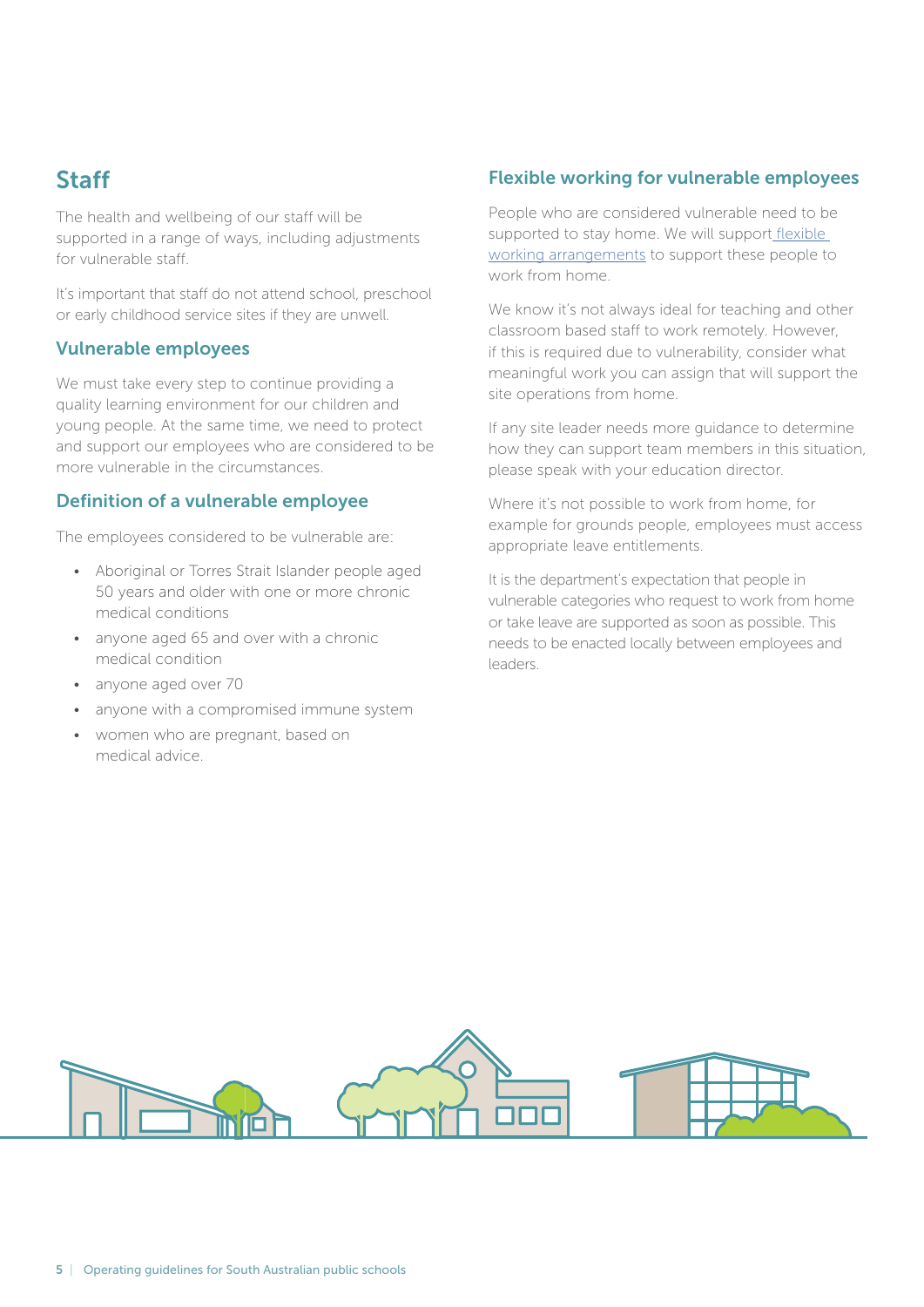## Staff

The health and wellbeing of our staff will be supported in a range of ways, including adjustments for vulnerable staff.

It's important that staff do not attend school, preschool or early childhood service sites if they are unwell.

### Vulnerable employees

We must take every step to continue providing a quality learning environment for our children and young people. At the same time, we need to protect and support our employees who are considered to be more vulnerable in the circumstances.

### Definition of a vulnerable employee

The employees considered to be vulnerable are:

- Aboriginal or Torres Strait Islander people aged 50 years and older with one or more chronic medical conditions
- anyone aged 65 and over with a chronic medical condition
- anyone aged over 70
- anyone with a compromised immune system
- women who are pregnant, based on medical advice.

### Flexible working for vulnerable employees

People who are considered vulnerable need to be supported to stay home. We will support flexible working arrangements to support these people to work from home.

We know it's not always ideal for teaching and other classroom based staff to work remotely. However, if this is required due to vulnerability, consider what meaningful work you can assign that will support the site operations from home.

If any site leader needs more guidance to determine how they can support team members in this situation, please speak with your education director.

Where it's not possible to work from home, for example for grounds people, employees must access appropriate leave entitlements.

It is the department's expectation that people in vulnerable categories who request to work from home or take leave are supported as soon as possible. This needs to be enacted locally between employees and leaders.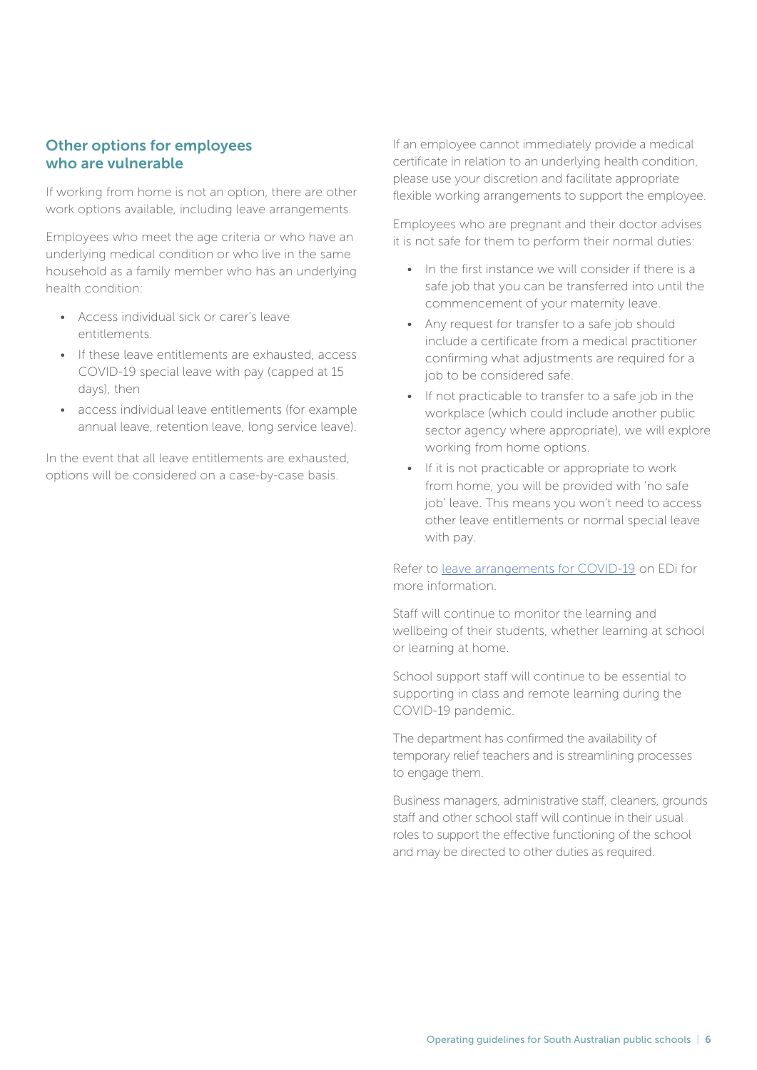## Other options for employees who are vulnerable

If working from home is not an option, there are other work options available, including leave arrangements.

Employees who meet the age criteria or who have an underlying medical condition or who live in the same household as a family member who has an underlying health condition:

- Access individual sick or carer's leave entitlements.
- If these leave entitlements are exhausted, access COVID-19 special leave with pay (capped at 15 days), then
- access individual leave entitlements (for example annual leave, retention leave, long service leave).

In the event that all leave entitlements are exhausted, options will be considered on a case-by-case basis.

If an employee cannot immediately provide a medical certificate in relation to an underlying health condition, please use your discretion and facilitate appropriate flexible working arrangements to support the employee.

Employees who are pregnant and their doctor advises it is not safe for them to perform their normal duties:

- In the first instance we will consider if there is a safe job that you can be transferred into until the commencement of your maternity leave.
- Any request for transfer to a safe job should include a certificate from a medical practitioner confirming what adjustments are required for a job to be considered safe.
- If not practicable to transfer to a safe job in the workplace (which could include another public sector agency where appropriate), we will explore working from home options.
- If it is not practicable or appropriate to work from home, you will be provided with 'no safe job' leave. This means you won't need to access other leave entitlements or normal special leave with pay.

Refer to leave arrangements for COVID-19 on EDi for more information.

Staff will continue to monitor the learning and wellbeing of their students, whether learning at school or learning at home.

School support staff will continue to be essential to supporting in class and remote learning during the COVID-19 pandemic.

The department has confirmed the availability of temporary relief teachers and is streamlining processes to engage them.

Business managers, administrative staff, cleaners, grounds staff and other school staff will continue in their usual roles to support the effective functioning of the school and may be directed to other duties as required.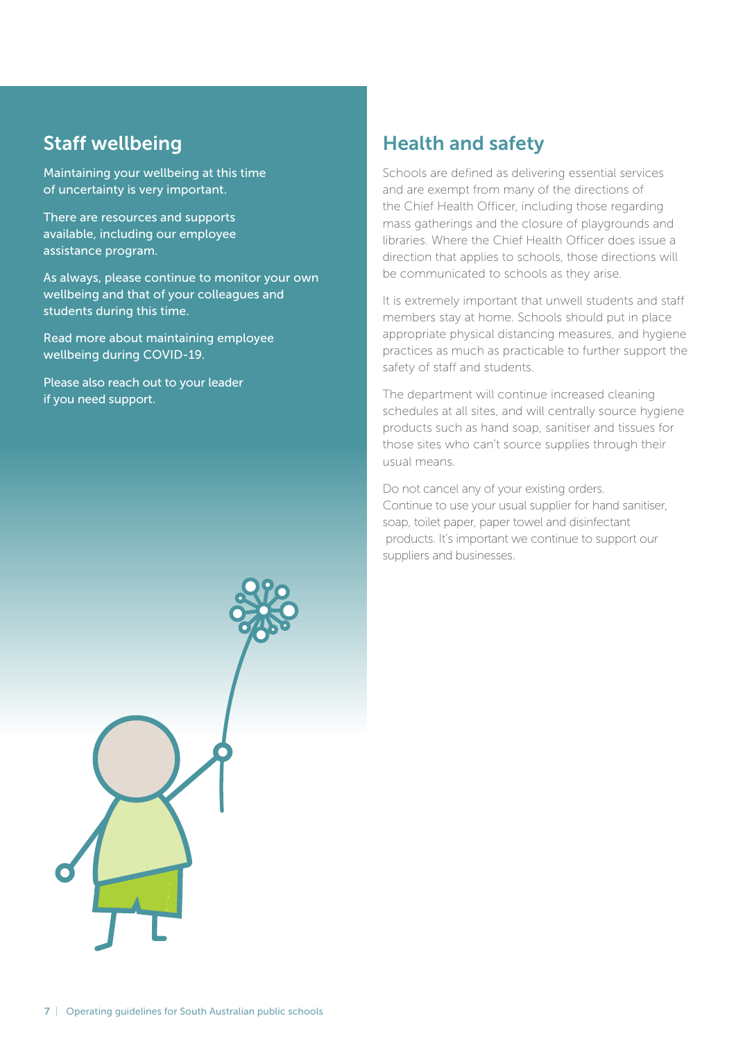## Staff wellbeing

Maintaining your wellbeing at this time of uncertainty is very important.

There are resources and supports available, including our employee assistance program.

As always, please continue to monitor your own wellbeing and that of your colleagues and students during this time.

Read more about maintaining employee wellbeing during COVID-19.

Please also reach out to your leader if you need support.

## Health and safety

Schools are defined as delivering essential services and are exempt from many of the directions of the Chief Health Officer, including those regarding mass gatherings and the closure of playgrounds and libraries. Where the Chief Health Officer does issue a direction that applies to schools, those directions will be communicated to schools as they arise.

It is extremely important that unwell students and staff members stay at home. Schools should put in place appropriate physical distancing measures, and hygiene practices as much as practicable to further support the safety of staff and students.

The department will continue increased cleaning schedules at all sites, and will centrally source hygiene products such as hand soap, sanitiser and tissues for those sites who can't source supplies through their usual means.

Do not cancel any of your existing orders. Continue to use your usual supplier for hand sanitiser, soap, toilet paper, paper towel and disinfectant products. It's important we continue to support our suppliers and businesses.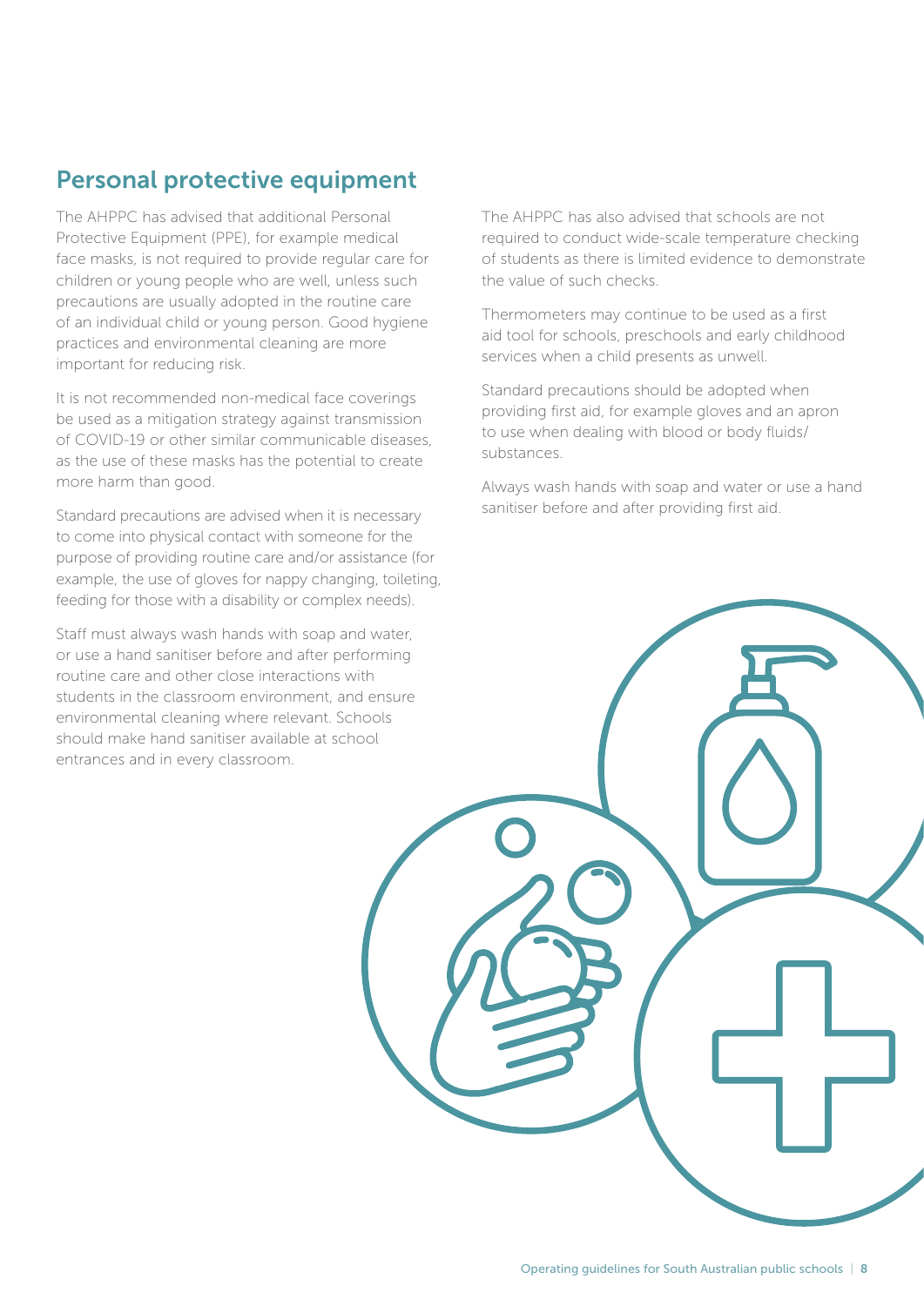## Personal protective equipment

The AHPPC has advised that additional Personal Protective Equipment (PPE), for example medical face masks, is not required to provide regular care for children or young people who are well, unless such precautions are usually adopted in the routine care of an individual child or young person. Good hygiene practices and environmental cleaning are more important for reducing risk.

It is not recommended non-medical face coverings be used as a mitigation strategy against transmission of COVID-19 or other similar communicable diseases, as the use of these masks has the potential to create more harm than good.

Standard precautions are advised when it is necessary to come into physical contact with someone for the purpose of providing routine care and/or assistance (for example, the use of gloves for nappy changing, toileting, feeding for those with a disability or complex needs).

Staff must always wash hands with soap and water, or use a hand sanitiser before and after performing routine care and other close interactions with students in the classroom environment, and ensure environmental cleaning where relevant. Schools should make hand sanitiser available at school entrances and in every classroom.

The AHPPC has also advised that schools are not required to conduct wide-scale temperature checking of students as there is limited evidence to demonstrate the value of such checks.

Thermometers may continue to be used as a first aid tool for schools, preschools and early childhood services when a child presents as unwell.

Standard precautions should be adopted when providing first aid, for example gloves and an apron to use when dealing with blood or body fluids/ substances.

Always wash hands with soap and water or use a hand sanitiser before and after providing first aid.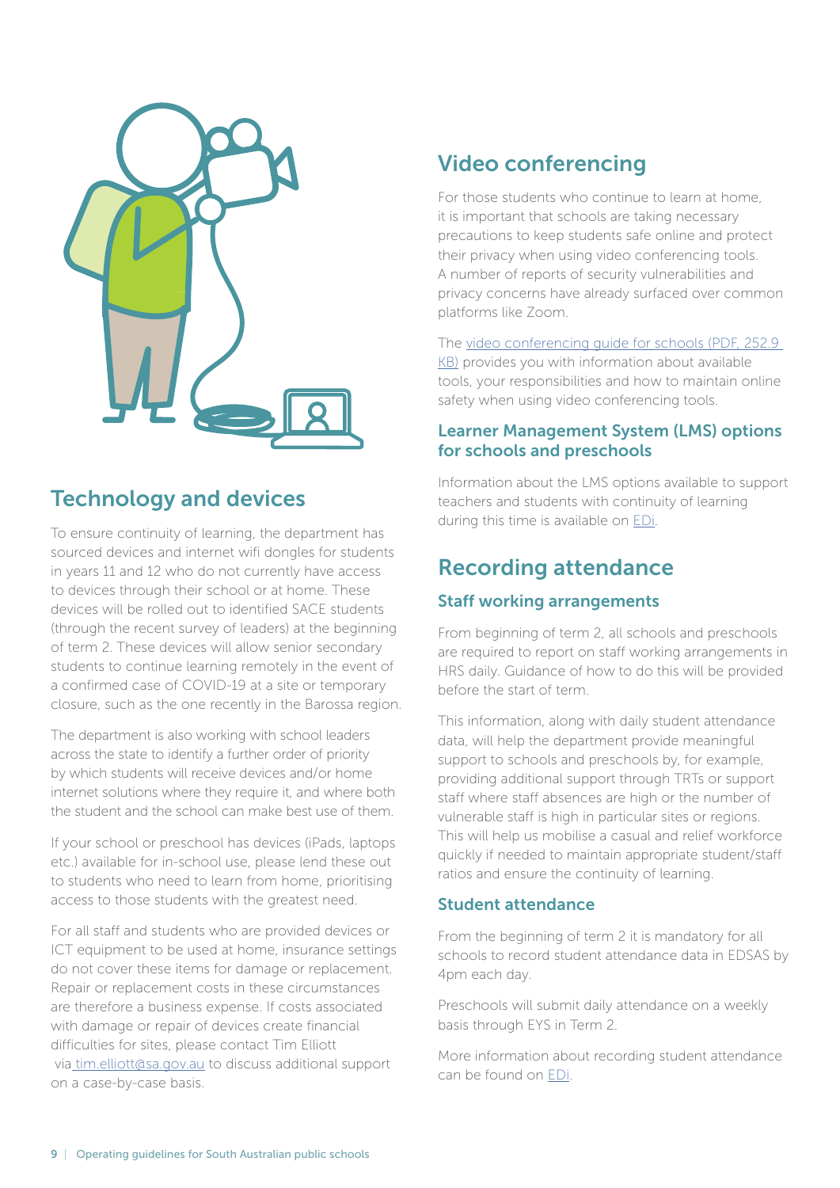## Technology and devices

To ensure continuity of learning, the department has sourced devices and internet wifi dongles for students in years 11 and 12 who do not currently have access to devices through their school or at home. These devices will be rolled out to identified SACE students (through the recent survey of leaders) at the beginning of term 2. These devices will allow senior secondary students to continue learning remotely in the event of a confirmed case of COVID-19 at a site or temporary closure, such as the one recently in the Barossa region.

The department is also working with school leaders across the state to identify a further order of priority by which students will receive devices and/or home internet solutions where they require it, and where both the student and the school can make best use of them.

If your school or preschool has devices (iPads, laptops etc.) available for in-school use, please lend these out to students who need to learn from home, prioritising access to those students with the greatest need.

For all staff and students who are provided devices or ICT equipment to be used at home, insurance settings do not cover these items for damage or replacement. Repair or replacement costs in these circumstances are therefore a business expense. If costs associated with damage or repair of devices create financial difficulties for sites, please contact Tim Elliott via tim.elliott@sa.gov.au to discuss additional support on a case-by-case basis.

## Video conferencing

For those students who continue to learn at home, it is important that schools are taking necessary precautions to keep students safe online and protect their privacy when using video conferencing tools. A number of reports of security vulnerabilities and privacy concerns have already surfaced over common platforms like Zoom.

The video conferencing guide for schools (PDF, 252.9 KB) provides you with information about available tools, your responsibilities and how to maintain online safety when using video conferencing tools.

### Learner Management System (LMS) options for schools and preschools

Information about the LMS options available to support teachers and students with continuity of learning during this time is available on EDi.

## Recording attendance

### Staff working arrangements

From beginning of term 2, all schools and preschools are required to report on staff working arrangements in HRS daily. Guidance of how to do this will be provided before the start of term.

This information, along with daily student attendance data, will help the department provide meaningful support to schools and preschools by, for example, providing additional support through TRTs or support staff where staff absences are high or the number of vulnerable staff is high in particular sites or regions. This will help us mobilise a casual and relief workforce quickly if needed to maintain appropriate student/staff ratios and ensure the continuity of learning.

### Student attendance

From the beginning of term 2 it is mandatory for all schools to record student attendance data in EDSAS by 4pm each day.

Preschools will submit daily attendance on a weekly basis through EYS in Term 2.

More information about recording student attendance can be found on EDi.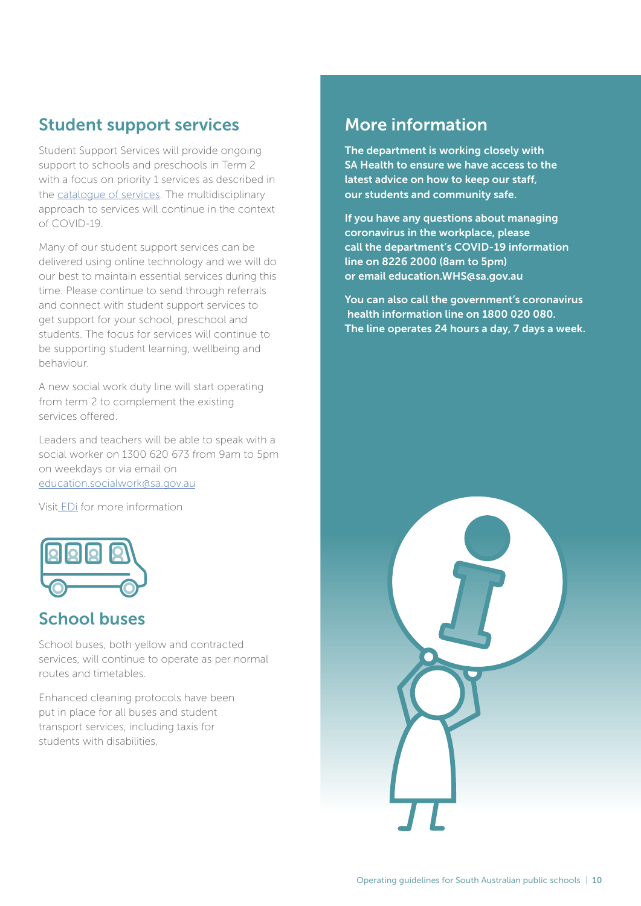## Student support services

Student Support Services will provide ongoing support to schools and preschools in Term 2 with a focus on priority 1 services as described in the catalogue of services. The multidisciplinary approach to services will continue in the context of COVID-19.

Many of our student support services can be delivered using online technology and we will do our best to maintain essential services during this time. Please continue to send through referrals and connect with student support services to get support for your school, preschool and students. The focus for services will continue to be supporting student learning, wellbeing and behaviour.

A new social work duty line will start operating from term 2 to complement the existing services offered.

Leaders and teachers will be able to speak with a social worker on 1300 620 673 from 9am to 5pm on weekdays or via email on education.socialwork@sa.gov.au

Visit EDi for more information

## School buses

School buses, both yellow and contracted services, will continue to operate as per normal routes and timetables.

Enhanced cleaning protocols have been put in place for all buses and student transport services, including taxis for students with disabilities.

## More information

**The department is working closely with SA Health to ensure we have access to the latest advice on how to keep our staff, our students and community safe.**

**If you have any questions about managing coronavirus in the workplace, please call the department's COVID-19 information line on 8226 2000 (8am to 5pm) or email education.WHS@sa.gov.au**

**You can also call the government's coronavirus health information line on 1800 020 080. The line operates 24 hours a day, 7 days a week.**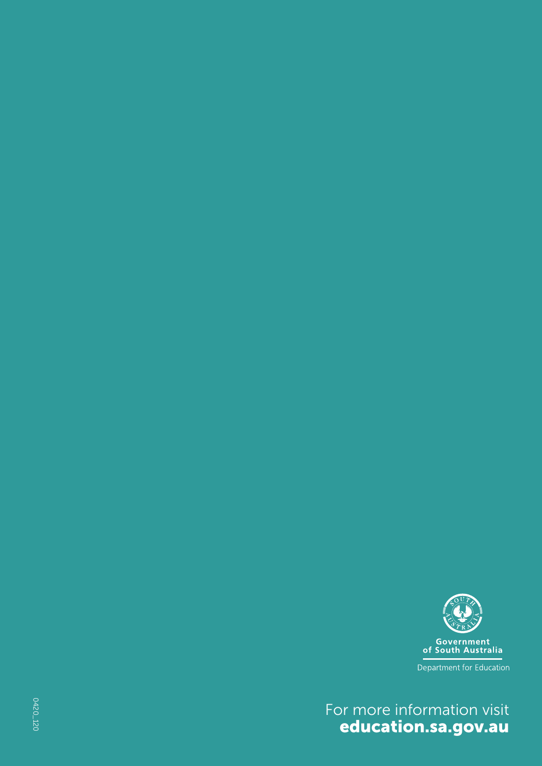Government of South Australia

Department for Education

For more information visit
**education.sa.gov.au**

0420_120